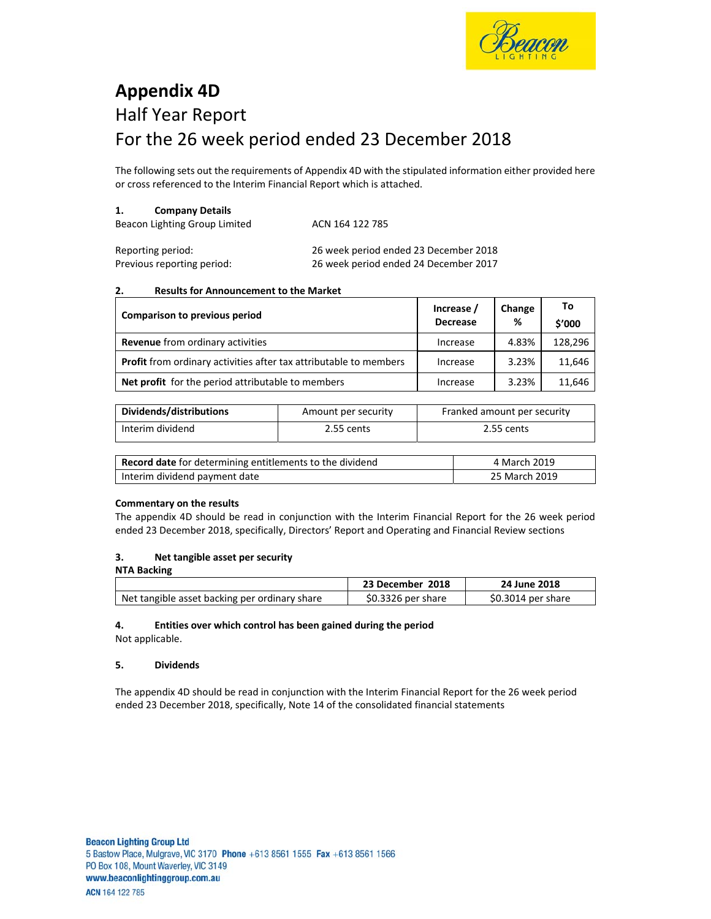# Appendix 4D

## Half Year Report

## For the 26 week period ended 23 December 2018

The following sets out the requirements of Appendix 4D with the stipulated information either provided here or cross referenced to the Interim Financial Report which is attached.

### 1. Company Details

| | |
|---|---|
| Beacon Lighting Group Limited | ACN 164 122 785 |
| Reporting period: | 26 week period ended 23 December 2018 |
| Previous reporting period: | 26 week period ended 24 December 2017 |

### 2. Results for Announcement to the Market

| Comparison to previous period | Increase / Decrease | Change % | To $'000 |
|---|---|---|---|
| **Revenue** from ordinary activities | Increase | 4.83% | 128,296 |
| **Profit** from ordinary activities after tax attributable to members | Increase | 3.23% | 11,646 |
| **Net profit** for the period attributable to members | Increase | 3.23% | 11,646 |

| Dividends/distributions | Amount per security | Franked amount per security |
|---|---|---|
| Interim dividend | 2.55 cents | 2.55 cents |

| | |
|---|---|
| **Record date** for determining entitlements to the dividend | 4 March 2019 |
| Interim dividend payment date | 25 March 2019 |

**Commentary on the results**

The appendix 4D should be read in conjunction with the Interim Financial Report for the 26 week period ended 23 December 2018, specifically, Directors' Report and Operating and Financial Review sections

### 3. Net tangible asset per security

**NTA Backing**

| | 23 December 2018 | 24 June 2018 |
|---|---|---|
| Net tangible asset backing per ordinary share | $0.3326 per share | $0.3014 per share |

### 4. Entities over which control has been gained during the period

Not applicable.

### 5. Dividends

The appendix 4D should be read in conjunction with the Interim Financial Report for the 26 week period ended 23 December 2018, specifically, Note 14 of the consolidated financial statements

**Beacon Lighting Group Ltd**
5 Bastow Place, Mulgrave, VIC 3170 **Phone** +613 8561 1555 **Fax** +613 8561 1566
PO Box 108, Mount Waverley, VIC 3149
www.beaconlightinggroup.com.au
**ACN** 164 122 785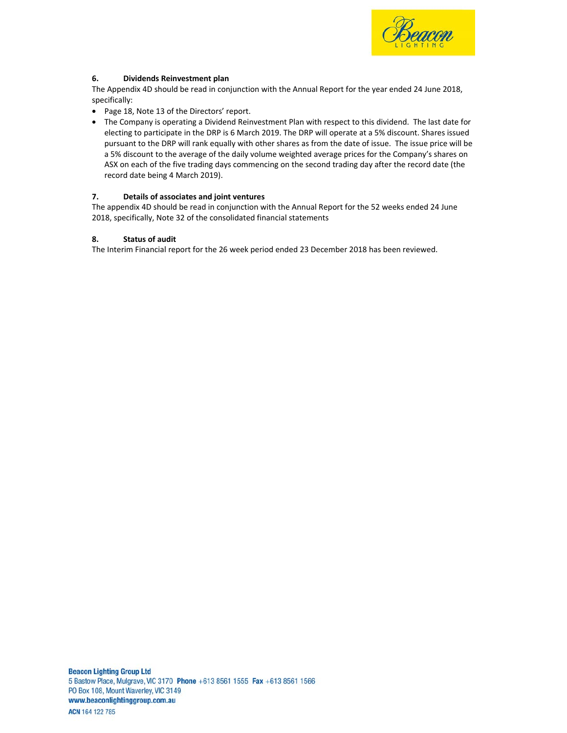### 6. Dividends Reinvestment plan

The Appendix 4D should be read in conjunction with the Annual Report for the year ended 24 June 2018, specifically:

- Page 18, Note 13 of the Directors' report.
- The Company is operating a Dividend Reinvestment Plan with respect to this dividend. The last date for electing to participate in the DRP is 6 March 2019. The DRP will operate at a 5% discount. Shares issued pursuant to the DRP will rank equally with other shares as from the date of issue. The issue price will be a 5% discount to the average of the daily volume weighted average prices for the Company's shares on ASX on each of the five trading days commencing on the second trading day after the record date (the record date being 4 March 2019).

### 7. Details of associates and joint ventures

The appendix 4D should be read in conjunction with the Annual Report for the 52 weeks ended 24 June 2018, specifically, Note 32 of the consolidated financial statements

### 8. Status of audit

The Interim Financial report for the 26 week period ended 23 December 2018 has been reviewed.

**Beacon Lighting Group Ltd**
5 Bastow Place, Mulgrave, VIC 3170 **Phone** +613 8561 1555 **Fax** +613 8561 1566
PO Box 108, Mount Waverley, VIC 3149
**www.beaconlightinggroup.com.au**
**ACN** 164 122 785